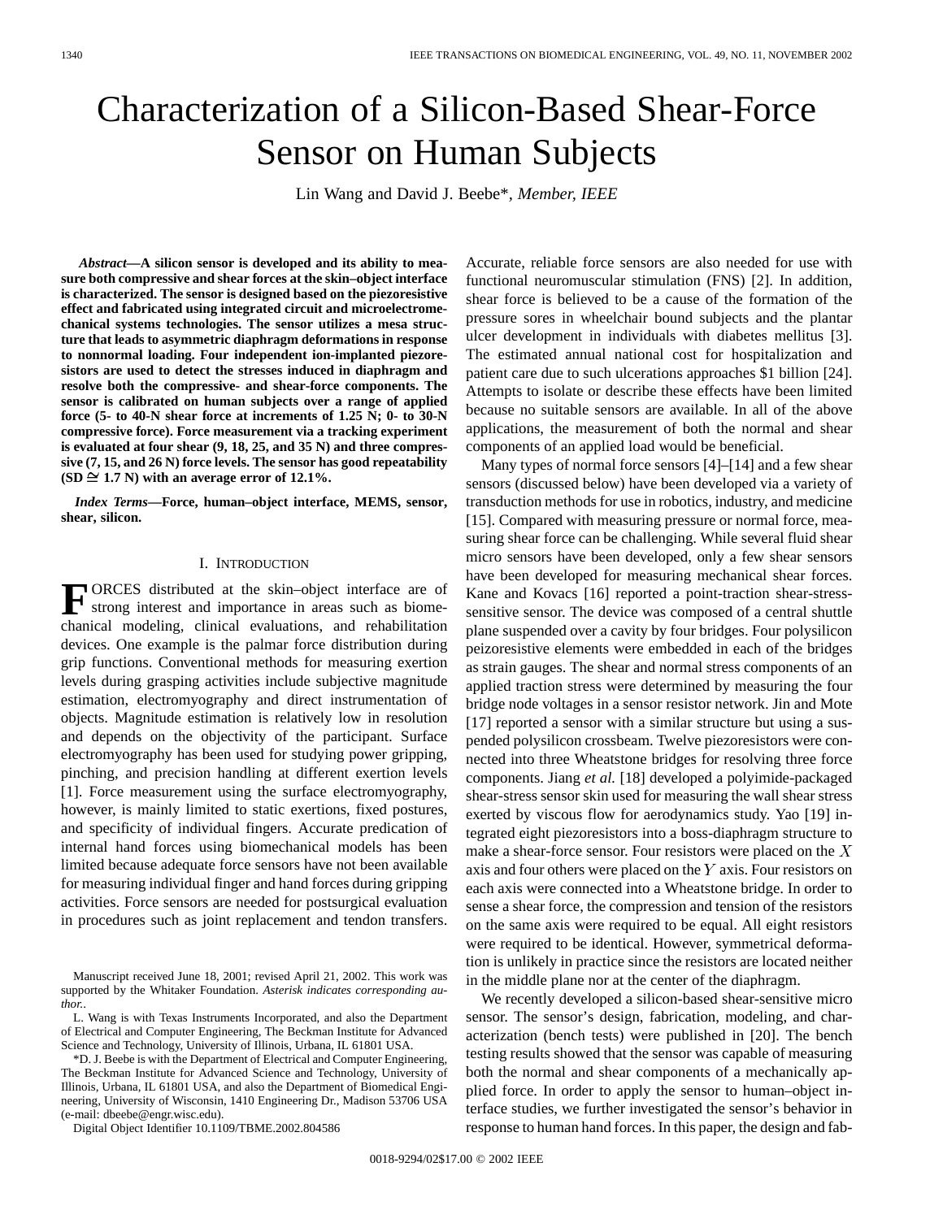# Characterization of a Silicon-Based Shear-Force Sensor on Human Subjects

Lin Wang and David J. Beebe*, *Member, IEEE*

***Abstract*—A silicon sensor is developed and its ability to measure both compressive and shear forces at the skin–object interface is characterized. The sensor is designed based on the piezoresistive effect and fabricated using integrated circuit and microelectromechanical systems technologies. The sensor utilizes a mesa structure that leads to asymmetric diaphragm deformations in response to nonnormal loading. Four independent ion-implanted piezoresistors are used to detect the stresses induced in diaphragm and resolve both the compressive- and shear-force components. The sensor is calibrated on human subjects over a range of applied force (5- to 40-N shear force at increments of 1.25 N; 0- to 30-N compressive force). Force measurement via a tracking experiment is evaluated at four shear (9, 18, 25, and 35 N) and three compressive (7, 15, and 26 N) force levels. The sensor has good repeatability (SD ≅ 1.7 N) with an average error of 12.1%.**

***Index Terms*—Force, human–object interface, MEMS, sensor, shear, silicon.**

## I. Introduction

Forces distributed at the skin–object interface are of strong interest and importance in areas such as biomechanical modeling, clinical evaluations, and rehabilitation devices. One example is the palmar force distribution during grip functions. Conventional methods for measuring exertion levels during grasping activities include subjective magnitude estimation, electromyography and direct instrumentation of objects. Magnitude estimation is relatively low in resolution and depends on the objectivity of the participant. Surface electromyography has been used for studying power gripping, pinching, and precision handling at different exertion levels [1]. Force measurement using the surface electromyography, however, is mainly limited to static exertions, fixed postures, and specificity of individual fingers. Accurate predication of internal hand forces using biomechanical models has been limited because adequate force sensors have not been available for measuring individual finger and hand forces during gripping activities. Force sensors are needed for postsurgical evaluation in procedures such as joint replacement and tendon transfers. Accurate, reliable force sensors are also needed for use with functional neuromuscular stimulation (FNS) [2]. In addition, shear force is believed to be a cause of the formation of the pressure sores in wheelchair bound subjects and the plantar ulcer development in individuals with diabetes mellitus [3]. The estimated annual national cost for hospitalization and patient care due to such ulcerations approaches $1 billion [24]. Attempts to isolate or describe these effects have been limited because no suitable sensors are available. In all of the above applications, the measurement of both the normal and shear components of an applied load would be beneficial.

Many types of normal force sensors [4]–[14] and a few shear sensors (discussed below) have been developed via a variety of transduction methods for use in robotics, industry, and medicine [15]. Compared with measuring pressure or normal force, measuring shear force can be challenging. While several fluid shear micro sensors have been developed, only a few shear sensors have been developed for measuring mechanical shear forces. Kane and Kovacs [16] reported a point-traction shear-stress-sensitive sensor. The device was composed of a central shuttle plane suspended over a cavity by four bridges. Four polysilicon peizoresistive elements were embedded in each of the bridges as strain gauges. The shear and normal stress components of an applied traction stress were determined by measuring the four bridge node voltages in a sensor resistor network. Jin and Mote [17] reported a sensor with a similar structure but using a suspended polysilicon crossbeam. Twelve piezoresistors were connected into three Wheatstone bridges for resolving three force components. Jiang *et al.* [18] developed a polyimide-packaged shear-stress sensor skin used for measuring the wall shear stress exerted by viscous flow for aerodynamics study. Yao [19] integrated eight piezoresistors into a boss-diaphragm structure to make a shear-force sensor. Four resistors were placed on the $X$ axis and four others were placed on the $Y$ axis. Four resistors on each axis were connected into a Wheatstone bridge. In order to sense a shear force, the compression and tension of the resistors on the same axis were required to be equal. All eight resistors were required to be identical. However, symmetrical deformation is unlikely in practice since the resistors are located neither in the middle plane nor at the center of the diaphragm.

We recently developed a silicon-based shear-sensitive micro sensor. The sensor's design, fabrication, modeling, and characterization (bench tests) were published in [20]. The bench testing results showed that the sensor was capable of measuring both the normal and shear components of a mechanically applied force. In order to apply the sensor to human–object interface studies, we further investigated the sensor's behavior in response to human hand forces. In this paper, the design and fab-

Manuscript received June 18, 2001; revised April 21, 2002. This work was supported by the Whitaker Foundation. *Asterisk indicates corresponding author.*.

L. Wang is with Texas Instruments Incorporated, and also the Department of Electrical and Computer Engineering, The Beckman Institute for Advanced Science and Technology, University of Illinois, Urbana, IL 61801 USA.

*D. J. Beebe is with the Department of Electrical and Computer Engineering, The Beckman Institute for Advanced Science and Technology, University of Illinois, Urbana, IL 61801 USA, and also the Department of Biomedical Engineering, University of Wisconsin, 1410 Engineering Dr., Madison 53706 USA (e-mail: dbeebe@engr.wisc.edu).

Digital Object Identifier 10.1109/TBME.2002.804586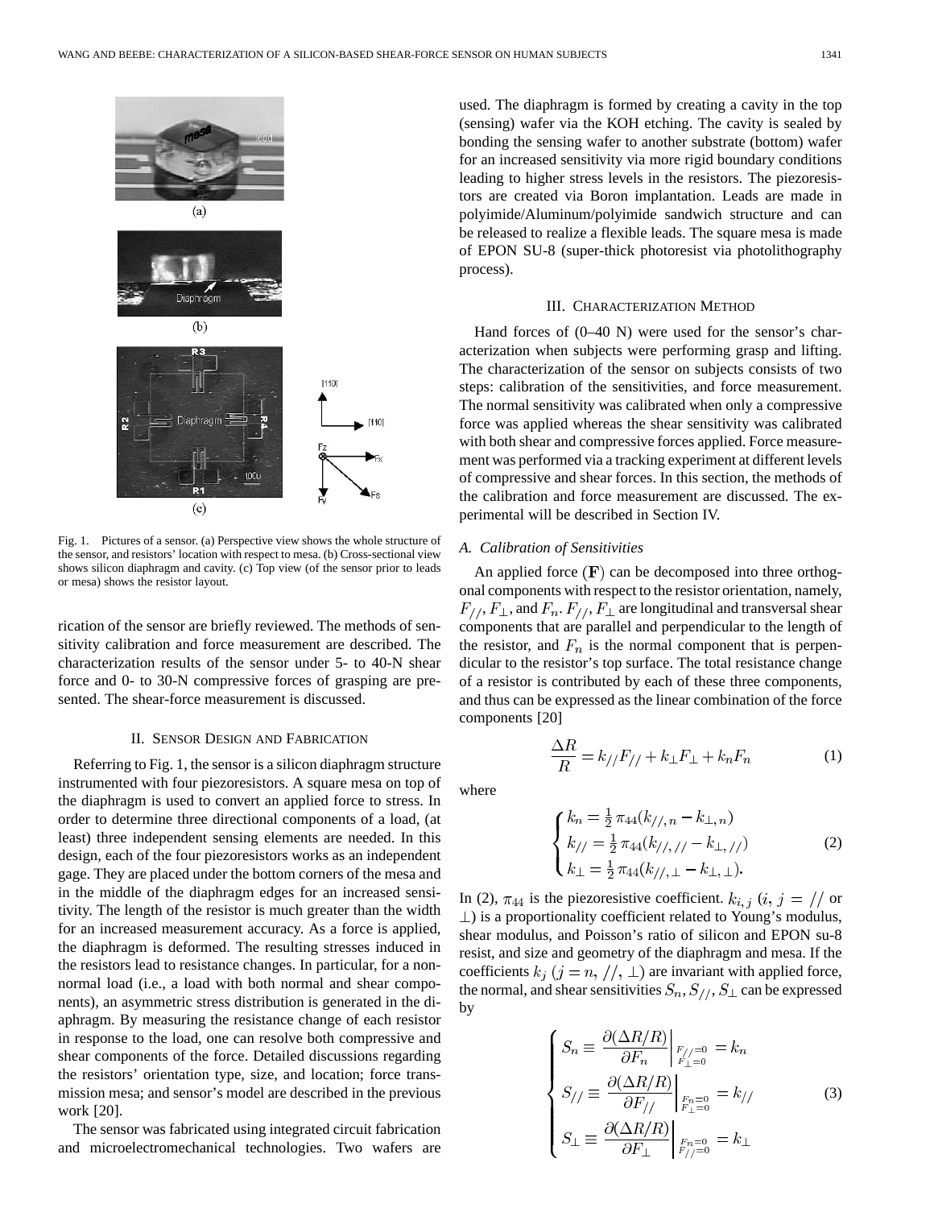Fig. 1. Pictures of a sensor. (a) Perspective view shows the whole structure of the sensor, and resistors' location with respect to mesa. (b) Cross-sectional view shows silicon diaphragm and cavity. (c) Top view (of the sensor prior to leads or mesa) shows the resistor layout.

rication of the sensor are briefly reviewed. The methods of sensitivity calibration and force measurement are described. The characterization results of the sensor under 5- to 40-N shear force and 0- to 30-N compressive forces of grasping are presented. The shear-force measurement is discussed.

## II. Sensor Design and Fabrication

Referring to Fig. 1, the sensor is a silicon diaphragm structure instrumented with four piezoresistors. A square mesa on top of the diaphragm is used to convert an applied force to stress. In order to determine three directional components of a load, (at least) three independent sensing elements are needed. In this design, each of the four piezoresistors works as an independent gage. They are placed under the bottom corners of the mesa and in the middle of the diaphragm edges for an increased sensitivity. The length of the resistor is much greater than the width for an increased measurement accuracy. As a force is applied, the diaphragm is deformed. The resulting stresses induced in the resistors lead to resistance changes. In particular, for a non-normal load (i.e., a load with both normal and shear components), an asymmetric stress distribution is generated in the diaphragm. By measuring the resistance change of each resistor in response to the load, one can resolve both compressive and shear components of the force. Detailed discussions regarding the resistors' orientation type, size, and location; force transmission mesa; and sensor's model are described in the previous work [20].

The sensor was fabricated using integrated circuit fabrication and microelectromechanical technologies. Two wafers are used. The diaphragm is formed by creating a cavity in the top (sensing) wafer via the KOH etching. The cavity is sealed by bonding the sensing wafer to another substrate (bottom) wafer for an increased sensitivity via more rigid boundary conditions leading to higher stress levels in the resistors. The piezoresistors are created via Boron implantation. Leads are made in polyimide/Aluminum/polyimide sandwich structure and can be released to realize a flexible leads. The square mesa is made of EPON SU-8 (super-thick photoresist via photolithography process).

## III. Characterization Method

Hand forces of (0–40 N) were used for the sensor's characterization when subjects were performing grasp and lifting. The characterization of the sensor on subjects consists of two steps: calibration of the sensitivities, and force measurement. The normal sensitivity was calibrated when only a compressive force was applied whereas the shear sensitivity was calibrated with both shear and compressive forces applied. Force measurement was performed via a tracking experiment at different levels of compressive and shear forces. In this section, the methods of the calibration and force measurement are discussed. The experimental will be described in Section IV.

### *A. Calibration of Sensitivities*

An applied force $(\mathbf{F})$ can be decomposed into three orthogonal components with respect to the resistor orientation, namely, $F_{//}, F_{\perp}$, and $F_n$. $F_{//}, F_{\perp}$ are longitudinal and transversal shear components that are parallel and perpendicular to the length of the resistor, and $F_n$ is the normal component that is perpendicular to the resistor's top surface. The total resistance change of a resistor is contributed by each of these three components, and thus can be expressed as the linear combination of the force components [20]

$$\frac{\Delta R}{R} = k_{//}F_{//} + k_{\perp}F_{\perp} + k_n F_n \tag{1}$$

where

$$\begin{cases} k_n = \frac{1}{2}\pi_{44}(k_{//,n} - k_{\perp,n}) \\ k_{//} = \frac{1}{2}\pi_{44}(k_{//,//} - k_{\perp,//}) \\ k_{\perp} = \frac{1}{2}\pi_{44}(k_{//,\perp} - k_{\perp,\perp}). \end{cases} \tag{2}$$

In (2), $\pi_{44}$ is the piezoresistive coefficient. $k_{i,j}$ ($i, j = //$ or $\perp$) is a proportionality coefficient related to Young's modulus, shear modulus, and Poisson's ratio of silicon and EPON su-8 resist, and size and geometry of the diaphragm and mesa. If the coefficients $k_j$ ($j = n, //, \perp$) are invariant with applied force, the normal, and shear sensitivities $S_n, S_{//}, S_{\perp}$ can be expressed by

$$\begin{cases} S_n \equiv \left.\dfrac{\partial(\Delta R/R)}{\partial F_n}\right|_{\substack{F_{//}=0 \\ F_{\perp}=0}} = k_n \\ S_{//} \equiv \left.\dfrac{\partial(\Delta R/R)}{\partial F_{//}}\right|_{\substack{F_n=0 \\ F_{\perp}=0}} = k_{//} \\ S_{\perp} \equiv \left.\dfrac{\partial(\Delta R/R)}{\partial F_{\perp}}\right|_{\substack{F_n=0 \\ F_{//}=0}} = k_{\perp} \end{cases} \tag{3}$$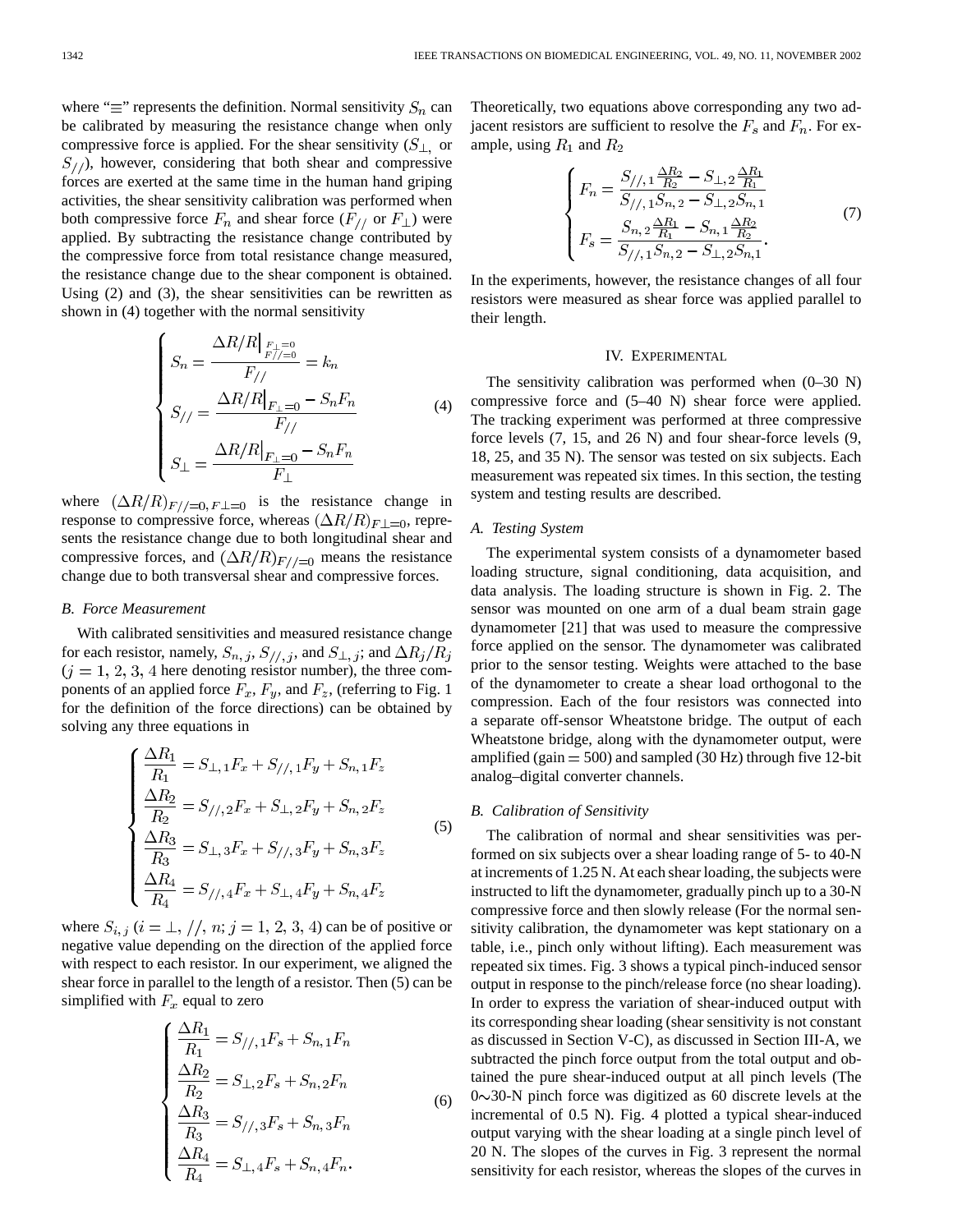where "≡" represents the definition. Normal sensitivity $S_n$ can be calibrated by measuring the resistance change when only compressive force is applied. For the shear sensitivity ($S_{\perp}$, or $S_{//}$), however, considering that both shear and compressive forces are exerted at the same time in the human hand griping activities, the shear sensitivity calibration was performed when both compressive force $F_n$ and shear force ($F_{//}$ or $F_{\perp}$) were applied. By subtracting the resistance change contributed by the compressive force from total resistance change measured, the resistance change due to the shear component is obtained. Using (2) and (3), the shear sensitivities can be rewritten as shown in (4) together with the normal sensitivity

$$
\begin{cases}
S_n = \dfrac{\Delta R/R\big|_{\substack{F_{\perp}=0\\ F_{//}=0}}}{F_{//}} = k_n \\[2ex]
S_{//} = \dfrac{\Delta R/R\big|_{F_{\perp}=0} - S_n F_n}{F_{//}} \\[2ex]
S_{\perp} = \dfrac{\Delta R/R\big|_{F_{\perp}=0} - S_n F_n}{F_{\perp}}
\end{cases}
\tag{4}
$$

where $(\Delta R/R)_{F//=0, F\perp=0}$ is the resistance change in response to compressive force, whereas $(\Delta R/R)_{F\perp=0}$, represents the resistance change due to both longitudinal shear and compressive forces, and $(\Delta R/R)_{F//=0}$ means the resistance change due to both transversal shear and compressive forces.

### B. Force Measurement

With calibrated sensitivities and measured resistance change for each resistor, namely, $S_{n,j}$, $S_{//,j}$, and $S_{\perp,j}$; and $\Delta R_j/R_j$ ($j = 1, 2, 3, 4$ here denoting resistor number), the three components of an applied force $F_x$, $F_y$, and $F_z$, (referring to Fig. 1 for the definition of the force directions) can be obtained by solving any three equations in

$$
\begin{cases}
\dfrac{\Delta R_1}{R_1} = S_{\perp,1}F_x + S_{//,1}F_y + S_{n,1}F_z \\[2ex]
\dfrac{\Delta R_2}{R_2} = S_{//,2}F_x + S_{\perp,2}F_y + S_{n,2}F_z \\[2ex]
\dfrac{\Delta R_3}{R_3} = S_{\perp,3}F_x + S_{//,3}F_y + S_{n,3}F_z \\[2ex]
\dfrac{\Delta R_4}{R_4} = S_{//,4}F_x + S_{\perp,4}F_y + S_{n,4}F_z
\end{cases}
\tag{5}
$$

where $S_{i,j}$ ($i = \perp, //, n$; $j = 1, 2, 3, 4$) can be of positive or negative value depending on the direction of the applied force with respect to each resistor. In our experiment, we aligned the shear force in parallel to the length of a resistor. Then (5) can be simplified with $F_x$ equal to zero

$$
\begin{cases}
\dfrac{\Delta R_1}{R_1} = S_{//,1}F_s + S_{n,1}F_n \\[2ex]
\dfrac{\Delta R_2}{R_2} = S_{\perp,2}F_s + S_{n,2}F_n \\[2ex]
\dfrac{\Delta R_3}{R_3} = S_{//,3}F_s + S_{n,3}F_n \\[2ex]
\dfrac{\Delta R_4}{R_4} = S_{\perp,4}F_s + S_{n,4}F_n.
\end{cases}
\tag{6}
$$

Theoretically, two equations above corresponding any two adjacent resistors are sufficient to resolve the $F_s$ and $F_n$. For example, using $R_1$ and $R_2$

$$
\begin{cases}
F_n = \dfrac{S_{//,1}\frac{\Delta R_2}{R_2} - S_{\perp,2}\frac{\Delta R_1}{R_1}}{S_{//,1}S_{n,2} - S_{\perp,2}S_{n,1}} \\[3ex]
F_s = \dfrac{S_{n,2}\frac{\Delta R_1}{R_1} - S_{n,1}\frac{\Delta R_2}{R_2}}{S_{//,1}S_{n,2} - S_{\perp,2}S_{n,1}}.
\end{cases}
\tag{7}
$$

In the experiments, however, the resistance changes of all four resistors were measured as shear force was applied parallel to their length.

## IV. Experimental

The sensitivity calibration was performed when (0–30 N) compressive force and (5–40 N) shear force were applied. The tracking experiment was performed at three compressive force levels (7, 15, and 26 N) and four shear-force levels (9, 18, 25, and 35 N). The sensor was tested on six subjects. Each measurement was repeated six times. In this section, the testing system and testing results are described.

### A. Testing System

The experimental system consists of a dynamometer based loading structure, signal conditioning, data acquisition, and data analysis. The loading structure is shown in Fig. 2. The sensor was mounted on one arm of a dual beam strain gage dynamometer [21] that was used to measure the compressive force applied on the sensor. The dynamometer was calibrated prior to the sensor testing. Weights were attached to the base of the dynamometer to create a shear load orthogonal to the compression. Each of the four resistors was connected into a separate off-sensor Wheatstone bridge. The output of each Wheatstone bridge, along with the dynamometer output, were amplified (gain = 500) and sampled (30 Hz) through five 12-bit analog–digital converter channels.

### B. Calibration of Sensitivity

The calibration of normal and shear sensitivities was performed on six subjects over a shear loading range of 5- to 40-N at increments of 1.25 N. At each shear loading, the subjects were instructed to lift the dynamometer, gradually pinch up to a 30-N compressive force and then slowly release (For the normal sensitivity calibration, the dynamometer was kept stationary on a table, i.e., pinch only without lifting). Each measurement was repeated six times. Fig. 3 shows a typical pinch-induced sensor output in response to the pinch/release force (no shear loading). In order to express the variation of shear-induced output with its corresponding shear loading (shear sensitivity is not constant as discussed in Section V-C), as discussed in Section III-A, we subtracted the pinch force output from the total output and obtained the pure shear-induced output at all pinch levels (The 0∼30-N pinch force was digitized as 60 discrete levels at the incremental of 0.5 N). Fig. 4 plotted a typical shear-induced output varying with the shear loading at a single pinch level of 20 N. The slopes of the curves in Fig. 3 represent the normal sensitivity for each resistor, whereas the slopes of the curves in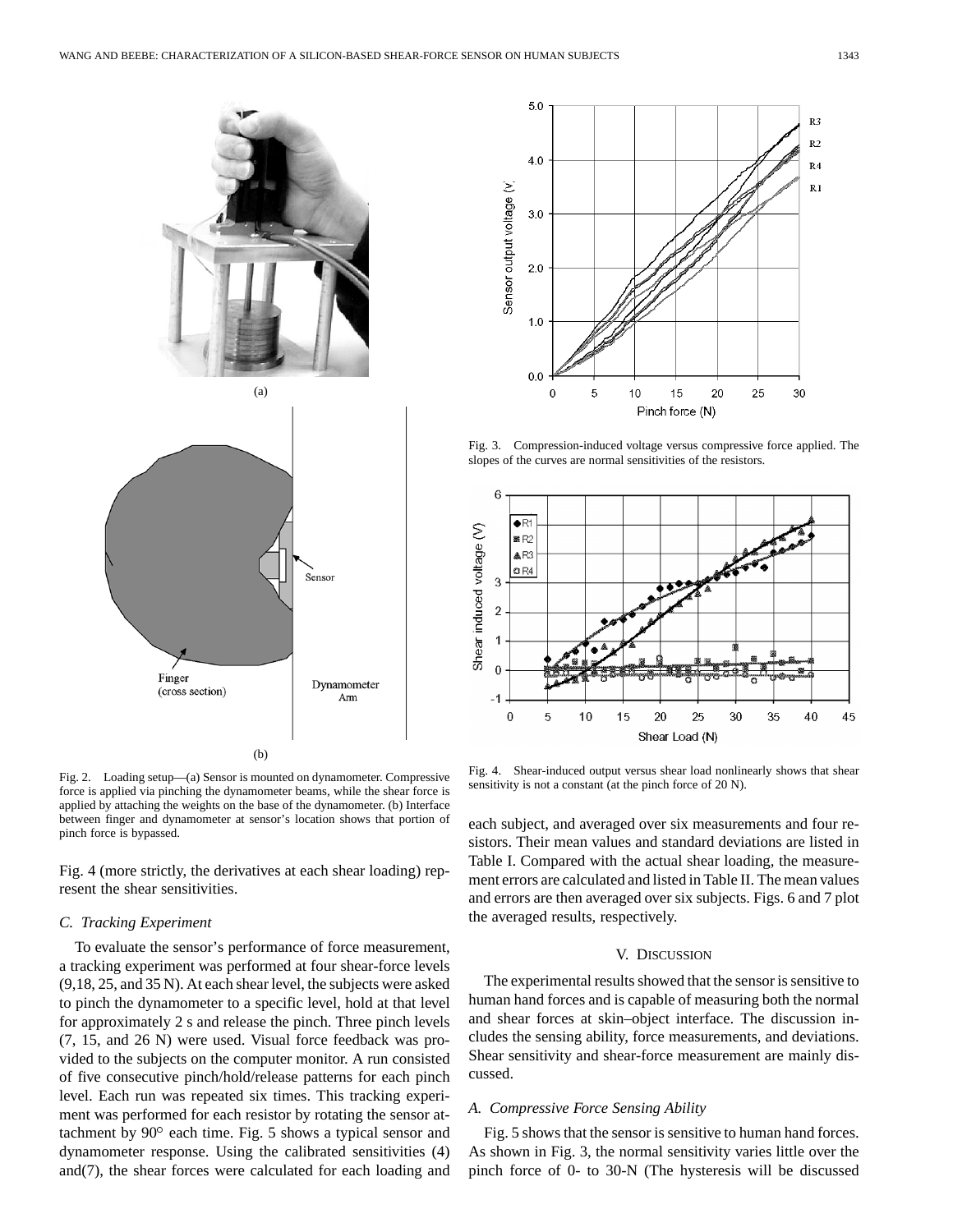Fig. 2. Loading setup—(a) Sensor is mounted on dynamometer. Compressive force is applied via pinching the dynamometer beams, while the shear force is applied by attaching the weights on the base of the dynamometer. (b) Interface between finger and dynamometer at sensor's location shows that portion of pinch force is bypassed.

Fig. 3. Compression-induced voltage versus compressive force applied. The slopes of the curves are normal sensitivities of the resistors.

Fig. 4. Shear-induced output versus shear load nonlinearly shows that shear sensitivity is not a constant (at the pinch force of 20 N).

Fig. 4 (more strictly, the derivatives at each shear loading) represent the shear sensitivities.

### C. Tracking Experiment

To evaluate the sensor's performance of force measurement, a tracking experiment was performed at four shear-force levels (9,18, 25, and 35 N). At each shear level, the subjects were asked to pinch the dynamometer to a specific level, hold at that level for approximately 2 s and release the pinch. Three pinch levels (7, 15, and 26 N) were used. Visual force feedback was provided to the subjects on the computer monitor. A run consisted of five consecutive pinch/hold/release patterns for each pinch level. Each run was repeated six times. This tracking experiment was performed for each resistor by rotating the sensor attachment by 90° each time. Fig. 5 shows a typical sensor and dynamometer response. Using the calibrated sensitivities (4) and(7), the shear forces were calculated for each loading and each subject, and averaged over six measurements and four resistors. Their mean values and standard deviations are listed in Table I. Compared with the actual shear loading, the measurement errors are calculated and listed in Table II. The mean values and errors are then averaged over six subjects. Figs. 6 and 7 plot the averaged results, respectively.

## V. Discussion

The experimental results showed that the sensor is sensitive to human hand forces and is capable of measuring both the normal and shear forces at skin–object interface. The discussion includes the sensing ability, force measurements, and deviations. Shear sensitivity and shear-force measurement are mainly discussed.

### A. Compressive Force Sensing Ability

Fig. 5 shows that the sensor is sensitive to human hand forces. As shown in Fig. 3, the normal sensitivity varies little over the pinch force of 0- to 30-N (The hysteresis will be discussed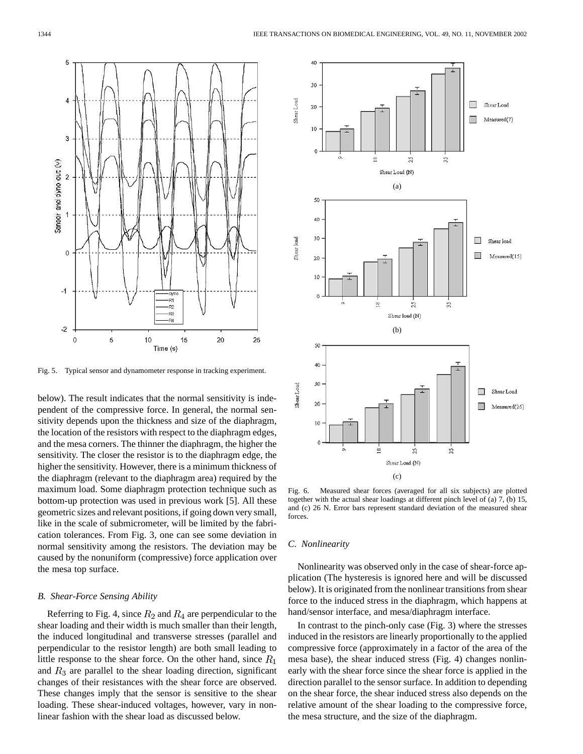Fig. 5. Typical sensor and dynamometer response in tracking experiment.

below). The result indicates that the normal sensitivity is independent of the compressive force. In general, the normal sensitivity depends upon the thickness and size of the diaphragm, the location of the resistors with respect to the diaphragm edges, and the mesa corners. The thinner the diaphragm, the higher the sensitivity. The closer the resistor is to the diaphragm edge, the higher the sensitivity. However, there is a minimum thickness of the diaphragm (relevant to the diaphragm area) required by the maximum load. Some diaphragm protection technique such as bottom-up protection was used in previous work [5]. All these geometric sizes and relevant positions, if going down very small, like in the scale of submicrometer, will be limited by the fabrication tolerances. From Fig. 3, one can see some deviation in normal sensitivity among the resistors. The deviation may be caused by the nonuniform (compressive) force application over the mesa top surface.

### B. Shear-Force Sensing Ability

Referring to Fig. 4, since $R_2$ and $R_4$ are perpendicular to the shear loading and their width is much smaller than their length, the induced longitudinal and transverse stresses (parallel and perpendicular to the resistor length) are both small leading to little response to the shear force. On the other hand, since $R_1$ and $R_3$ are parallel to the shear loading direction, significant changes of their resistances with the shear force are observed. These changes imply that the sensor is sensitive to the shear loading. These shear-induced voltages, however, vary in nonlinear fashion with the shear load as discussed below.

Fig. 6. Measured shear forces (averaged for all six subjects) are plotted together with the actual shear loadings at different pinch level of (a) 7, (b) 15, and (c) 26 N. Error bars represent standard deviation of the measured shear forces.

### C. Nonlinearity

Nonlinearity was observed only in the case of shear-force application (The hysteresis is ignored here and will be discussed below). It is originated from the nonlinear transitions from shear force to the induced stress in the diaphragm, which happens at hand/sensor interface, and mesa/diaphragm interface.

In contrast to the pinch-only case (Fig. 3) where the stresses induced in the resistors are linearly proportionally to the applied compressive force (approximately in a factor of the area of the mesa base), the shear induced stress (Fig. 4) changes nonlinearly with the shear force since the shear force is applied in the direction parallel to the sensor surface. In addition to depending on the shear force, the shear induced stress also depends on the relative amount of the shear loading to the compressive force, the mesa structure, and the size of the diaphragm.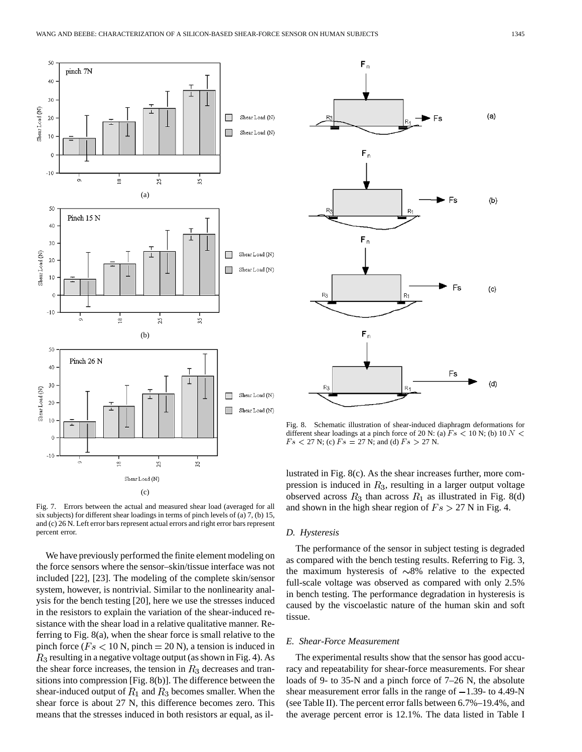Fig. 7. Errors between the actual and measured shear load (averaged for all six subjects) for different shear loadings in terms of pinch levels of (a) 7, (b) 15, and (c) 26 N. Left error bars represent actual errors and right error bars represent percent error.

We have previously performed the finite element modeling on the force sensors where the sensor–skin/tissue interface was not included [22], [23]. The modeling of the complete skin/sensor system, however, is nontrivial. Similar to the nonlinearity analysis for the bench testing [20], here we use the stresses induced in the resistors to explain the variation of the shear-induced resistance with the shear load in a relative qualitative manner. Referring to Fig. 8(a), when the shear force is small relative to the pinch force ($Fs < 10$ N, pinch $= 20$ N), a tension is induced in $R_3$ resulting in a negative voltage output (as shown in Fig. 4). As the shear force increases, the tension in $R_3$ decreases and transitions into compression [Fig. 8(b)]. The difference between the shear-induced output of $R_1$ and $R_3$ becomes smaller. When the shear force is about 27 N, this difference becomes zero. This means that the stresses induced in both resistors ar equal, as illustrated in Fig. 8(c). As the shear increases further, more compression is induced in $R_3$, resulting in a larger output voltage observed across $R_3$ than across $R_1$ as illustrated in Fig. 8(d) and shown in the high shear region of $Fs > 27$ N in Fig. 4.

Fig. 8. Schematic illustration of shear-induced diaphragm deformations for different shear loadings at a pinch force of 20 N: (a) $Fs < 10$ N; (b) $10\ N < Fs < 27$ N; (c) $Fs = 27$ N; and (d) $Fs > 27$ N.

### D. Hysteresis

The performance of the sensor in subject testing is degraded as compared with the bench testing results. Referring to Fig. 3, the maximum hysteresis of $\sim$8% relative to the expected full-scale voltage was observed as compared with only 2.5% in bench testing. The performance degradation in hysteresis is caused by the viscoelastic nature of the human skin and soft tissue.

### E. Shear-Force Measurement

The experimental results show that the sensor has good accuracy and repeatability for shear-force measurements. For shear loads of 9- to 35-N and a pinch force of 7–26 N, the absolute shear measurement error falls in the range of $-1.39$- to 4.49-N (see Table II). The percent error falls between 6.7%–19.4%, and the average percent error is 12.1%. The data listed in Table I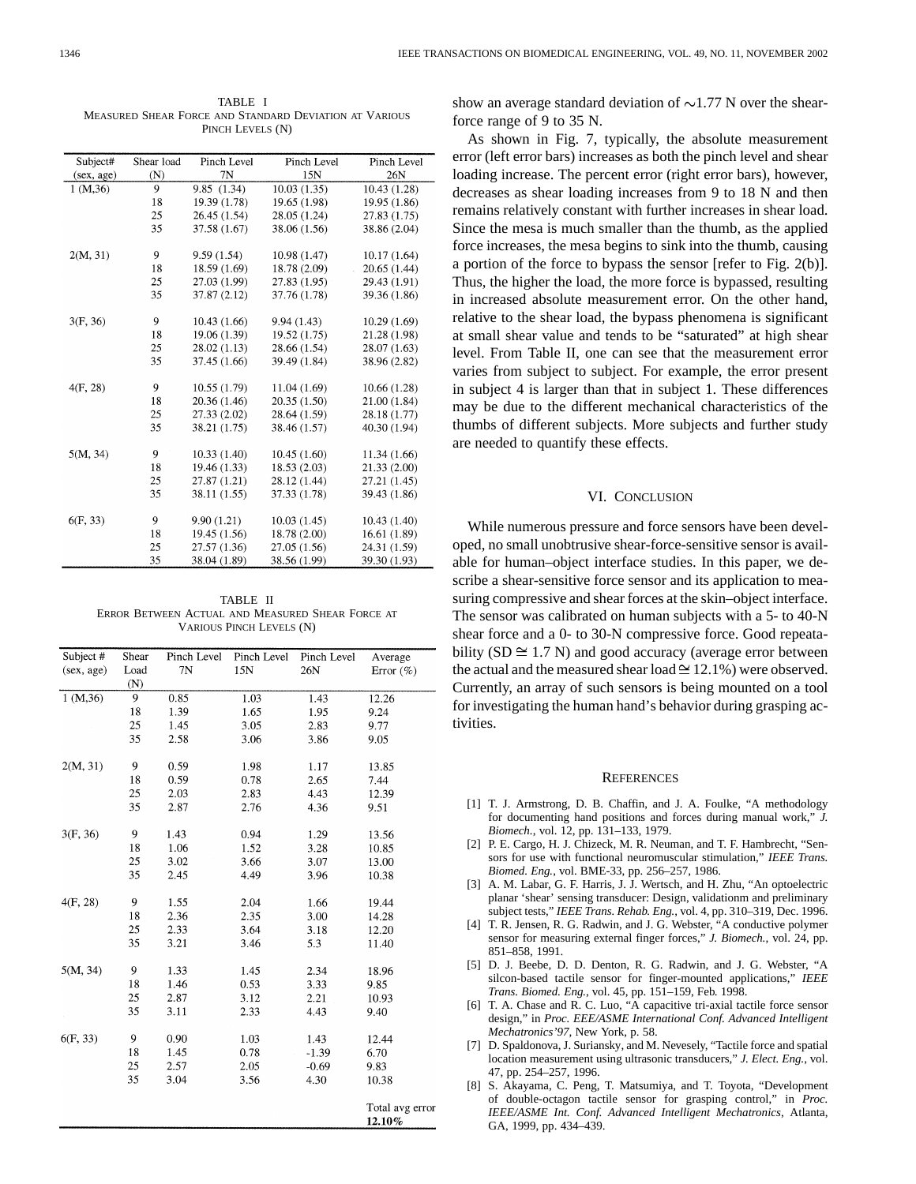TABLE I
MEASURED SHEAR FORCE AND STANDARD DEVIATION AT VARIOUS PINCH LEVELS (N)

| Subject# (sex, age) | Shear load (N) | Pinch Level 7N | Pinch Level 15N | Pinch Level 26N |
|---|---|---|---|---|
| 1 (M,36) | 9 | 9.85 (1.34) | 10.03 (1.35) | 10.43 (1.28) |
| | 18 | 19.39 (1.78) | 19.65 (1.98) | 19.95 (1.86) |
| | 25 | 26.45 (1.54) | 28.05 (1.24) | 27.83 (1.75) |
| | 35 | 37.58 (1.67) | 38.06 (1.56) | 38.86 (2.04) |
| 2(M, 31) | 9 | 9.59 (1.54) | 10.98 (1.47) | 10.17 (1.64) |
| | 18 | 18.59 (1.69) | 18.78 (2.09) | 20.65 (1.44) |
| | 25 | 27.03 (1.99) | 27.83 (1.95) | 29.43 (1.91) |
| | 35 | 37.87 (2.12) | 37.76 (1.78) | 39.36 (1.86) |
| 3(F, 36) | 9 | 10.43 (1.66) | 9.94 (1.43) | 10.29 (1.69) |
| | 18 | 19.06 (1.39) | 19.52 (1.75) | 21.28 (1.98) |
| | 25 | 28.02 (1.13) | 28.66 (1.54) | 28.07 (1.63) |
| | 35 | 37.45 (1.66) | 39.49 (1.84) | 38.96 (2.82) |
| 4(F, 28) | 9 | 10.55 (1.79) | 11.04 (1.69) | 10.66 (1.28) |
| | 18 | 20.36 (1.46) | 20.35 (1.50) | 21.00 (1.84) |
| | 25 | 27.33 (2.02) | 28.64 (1.59) | 28.18 (1.77) |
| | 35 | 38.21 (1.75) | 38.46 (1.57) | 40.30 (1.94) |
| 5(M, 34) | 9 | 10.33 (1.40) | 10.45 (1.60) | 11.34 (1.66) |
| | 18 | 19.46 (1.33) | 18.53 (2.03) | 21.33 (2.00) |
| | 25 | 27.87 (1.21) | 28.12 (1.44) | 27.21 (1.45) |
| | 35 | 38.11 (1.55) | 37.33 (1.78) | 39.43 (1.86) |
| 6(F, 33) | 9 | 9.90 (1.21) | 10.03 (1.45) | 10.43 (1.40) |
| | 18 | 19.45 (1.56) | 18.78 (2.00) | 16.61 (1.89) |
| | 25 | 27.57 (1.36) | 27.05 (1.56) | 24.31 (1.59) |
| | 35 | 38.04 (1.89) | 38.56 (1.99) | 39.30 (1.93) |

TABLE II
ERROR BETWEEN ACTUAL AND MEASURED SHEAR FORCE AT VARIOUS PINCH LEVELS (N)

| Subject # (sex, age) | Shear Load (N) | Pinch Level 7N | Pinch Level 15N | Pinch Level 26N | Average Error (%) |
|---|---|---|---|---|---|
| 1 (M,36) | 9 | 0.85 | 1.03 | 1.43 | 12.26 |
| | 18 | 1.39 | 1.65 | 1.95 | 9.24 |
| | 25 | 1.45 | 3.05 | 2.83 | 9.77 |
| | 35 | 2.58 | 3.06 | 3.86 | 9.05 |
| 2(M, 31) | 9 | 0.59 | 1.98 | 1.17 | 13.85 |
| | 18 | 0.59 | 0.78 | 2.65 | 7.44 |
| | 25 | 2.03 | 2.83 | 4.43 | 12.39 |
| | 35 | 2.87 | 2.76 | 4.36 | 9.51 |
| 3(F, 36) | 9 | 1.43 | 0.94 | 1.29 | 13.56 |
| | 18 | 1.06 | 1.52 | 3.28 | 10.85 |
| | 25 | 3.02 | 3.66 | 3.07 | 13.00 |
| | 35 | 2.45 | 4.49 | 3.96 | 10.38 |
| 4(F, 28) | 9 | 1.55 | 2.04 | 1.66 | 19.44 |
| | 18 | 2.36 | 2.35 | 3.00 | 14.28 |
| | 25 | 2.33 | 3.64 | 3.18 | 12.20 |
| | 35 | 3.21 | 3.46 | 5.3 | 11.40 |
| 5(M, 34) | 9 | 1.33 | 1.45 | 2.34 | 18.96 |
| | 18 | 1.46 | 0.53 | 3.33 | 9.85 |
| | 25 | 2.87 | 3.12 | 2.21 | 10.93 |
| | 35 | 3.11 | 2.33 | 4.43 | 9.40 |
| 6(F, 33) | 9 | 0.90 | 1.03 | 1.43 | 12.44 |
| | 18 | 1.45 | 0.78 | -1.39 | 6.70 |
| | 25 | 2.57 | 2.05 | -0.69 | 9.83 |
| | 35 | 3.04 | 3.56 | 4.30 | 10.38 |
| | | | | | Total avg error **12.10%** |

show an average standard deviation of ~1.77 N over the shear-force range of 9 to 35 N.

As shown in Fig. 7, typically, the absolute measurement error (left error bars) increases as both the pinch level and shear loading increase. The percent error (right error bars), however, decreases as shear loading increases from 9 to 18 N and then remains relatively constant with further increases in shear load. Since the mesa is much smaller than the thumb, as the applied force increases, the mesa begins to sink into the thumb, causing a portion of the force to bypass the sensor [refer to Fig. 2(b)]. Thus, the higher the load, the more force is bypassed, resulting in increased absolute measurement error. On the other hand, relative to the shear load, the bypass phenomena is significant at small shear value and tends to be "saturated" at high shear level. From Table II, one can see that the measurement error varies from subject to subject. For example, the error present in subject 4 is larger than that in subject 1. These differences may be due to the different mechanical characteristics of the thumbs of different subjects. More subjects and further study are needed to quantify these effects.

## VI. CONCLUSION

While numerous pressure and force sensors have been developed, no small unobtrusive shear-force-sensitive sensor is available for human–object interface studies. In this paper, we describe a shear-sensitive force sensor and its application to measuring compressive and shear forces at the skin–object interface. The sensor was calibrated on human subjects with a 5- to 40-N shear force and a 0- to 30-N compressive force. Good repeatability (SD $\cong$ 1.7 N) and good accuracy (average error between the actual and the measured shear load $\cong$ 12.1%) were observed. Currently, an array of such sensors is being mounted on a tool for investigating the human hand's behavior during grasping activities.

## REFERENCES

[1] T. J. Armstrong, D. B. Chaffin, and J. A. Foulke, "A methodology for documenting hand positions and forces during manual work," *J. Biomech.*, vol. 12, pp. 131–133, 1979.

[2] P. E. Cargo, H. J. Chizeck, M. R. Neuman, and T. F. Hambrecht, "Sensors for use with functional neuromuscular stimulation," *IEEE Trans. Biomed. Eng.*, vol. BME-33, pp. 256–257, 1986.

[3] A. M. Labar, G. F. Harris, J. J. Wertsch, and H. Zhu, "An optoelectric planar 'shear' sensing transducer: Design, validationm and preliminary subject tests," *IEEE Trans. Rehab. Eng.*, vol. 4, pp. 310–319, Dec. 1996.

[4] T. R. Jensen, R. G. Radwin, and J. G. Webster, "A conductive polymer sensor for measuring external finger forces," *J. Biomech.*, vol. 24, pp. 851–858, 1991.

[5] D. J. Beebe, D. D. Denton, R. G. Radwin, and J. G. Webster, "A silcon-based tactile sensor for finger-mounted applications," *IEEE Trans. Biomed. Eng.*, vol. 45, pp. 151–159, Feb. 1998.

[6] T. A. Chase and R. C. Luo, "A capacitive tri-axial tactile force sensor design," in *Proc. EEE/ASME International Conf. Advanced Intelligent Mechatronics'97*, New York, p. 58.

[7] D. Spaldonova, J. Suriansky, and M. Nevesely, "Tactile force and spatial location measurement using ultrasonic transducers," *J. Elect. Eng.*, vol. 47, pp. 254–257, 1996.

[8] S. Akayama, C. Peng, T. Matsumiya, and T. Toyota, "Development of double-octagon tactile sensor for grasping control," in *Proc. IEEE/ASME Int. Conf. Advanced Intelligent Mechatronics*, Atlanta, GA, 1999, pp. 434–439.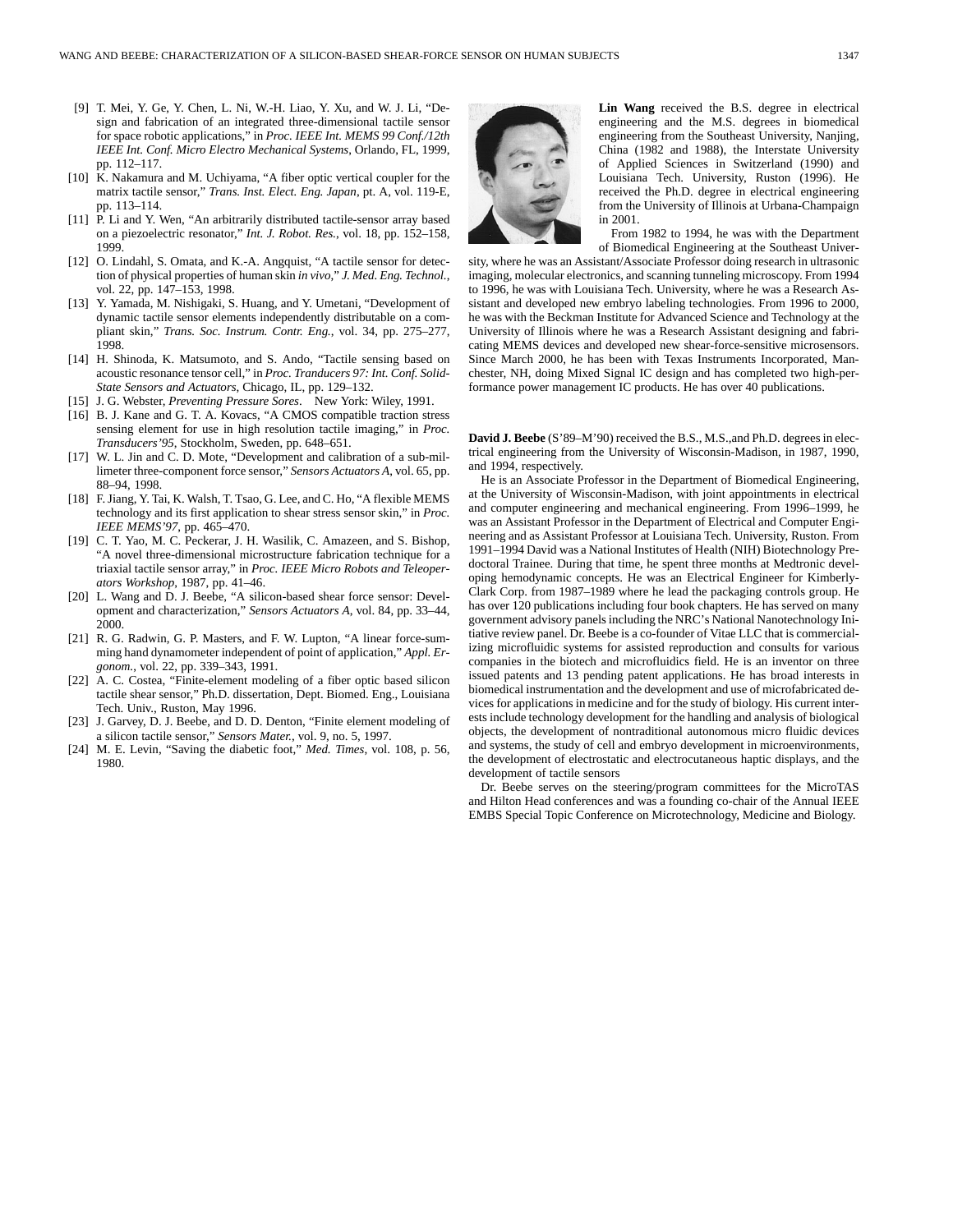[9] T. Mei, Y. Ge, Y. Chen, L. Ni, W.-H. Liao, Y. Xu, and W. J. Li, "Design and fabrication of an integrated three-dimensional tactile sensor for space robotic applications," in *Proc. IEEE Int. MEMS 99 Conf./12th IEEE Int. Conf. Micro Electro Mechanical Systems*, Orlando, FL, 1999, pp. 112–117.

[10] K. Nakamura and M. Uchiyama, "A fiber optic vertical coupler for the matrix tactile sensor," *Trans. Inst. Elect. Eng. Japan*, pt. A, vol. 119-E, pp. 113–114.

[11] P. Li and Y. Wen, "An arbitrarily distributed tactile-sensor array based on a piezoelectric resonator," *Int. J. Robot. Res.*, vol. 18, pp. 152–158, 1999.

[12] O. Lindahl, S. Omata, and K.-A. Angquist, "A tactile sensor for detection of physical properties of human skin *in vivo*," *J. Med. Eng. Technol.*, vol. 22, pp. 147–153, 1998.

[13] Y. Yamada, M. Nishigaki, S. Huang, and Y. Umetani, "Development of dynamic tactile sensor elements independently distributable on a compliant skin," *Trans. Soc. Instrum. Contr. Eng.*, vol. 34, pp. 275–277, 1998.

[14] H. Shinoda, K. Matsumoto, and S. Ando, "Tactile sensing based on acoustic resonance tensor cell," in *Proc. Tranducers 97: Int. Conf. Solid-State Sensors and Actuators*, Chicago, IL, pp. 129–132.

[15] J. G. Webster, *Preventing Pressure Sores*. New York: Wiley, 1991.

[16] B. J. Kane and G. T. A. Kovacs, "A CMOS compatible traction stress sensing element for use in high resolution tactile imaging," in *Proc. Transducers'95*, Stockholm, Sweden, pp. 648–651.

[17] W. L. Jin and C. D. Mote, "Development and calibration of a sub-millimeter three-component force sensor," *Sensors Actuators A*, vol. 65, pp. 88–94, 1998.

[18] F. Jiang, Y. Tai, K. Walsh, T. Tsao, G. Lee, and C. Ho, "A flexible MEMS technology and its first application to shear stress sensor skin," in *Proc. IEEE MEMS'97*, pp. 465–470.

[19] C. T. Yao, M. C. Peckerar, J. H. Wasilik, C. Amazeen, and S. Bishop, "A novel three-dimensional microstructure fabrication technique for a triaxial tactile sensor array," in *Proc. IEEE Micro Robots and Teleoperators Workshop*, 1987, pp. 41–46.

[20] L. Wang and D. J. Beebe, "A silicon-based shear force sensor: Development and characterization," *Sensors Actuators A*, vol. 84, pp. 33–44, 2000.

[21] R. G. Radwin, G. P. Masters, and F. W. Lupton, "A linear force-summing hand dynamometer independent of point of application," *Appl. Ergonom.*, vol. 22, pp. 339–343, 1991.

[22] A. C. Costea, "Finite-element modeling of a fiber optic based silicon tactile shear sensor," Ph.D. dissertation, Dept. Biomed. Eng., Louisiana Tech. Univ., Ruston, May 1996.

[23] J. Garvey, D. J. Beebe, and D. D. Denton, "Finite element modeling of a silicon tactile sensor," *Sensors Mater.*, vol. 9, no. 5, 1997.

[24] M. E. Levin, "Saving the diabetic foot," *Med. Times*, vol. 108, p. 56, 1980.

**Lin Wang** received the B.S. degree in electrical engineering and the M.S. degrees in biomedical engineering from the Southeast University, Nanjing, China (1982 and 1988), the Interstate University of Applied Sciences in Switzerland (1990) and Louisiana Tech. University, Ruston (1996). He received the Ph.D. degree in electrical engineering from the University of Illinois at Urbana-Champaign in 2001.

From 1982 to 1994, he was with the Department of Biomedical Engineering at the Southeast University, where he was an Assistant/Associate Professor doing research in ultrasonic imaging, molecular electronics, and scanning tunneling microscopy. From 1994 to 1996, he was with Louisiana Tech. University, where he was a Research Assistant and developed new embryo labeling technologies. From 1996 to 2000, he was with the Beckman Institute for Advanced Science and Technology at the University of Illinois where he was a Research Assistant designing and fabricating MEMS devices and developed new shear-force-sensitive microsensors. Since March 2000, he has been with Texas Instruments Incorporated, Manchester, NH, doing Mixed Signal IC design and has completed two high-performance power management IC products. He has over 40 publications.

**David J. Beebe** (S'89–M'90) received the B.S., M.S.,and Ph.D. degrees in electrical engineering from the University of Wisconsin-Madison, in 1987, 1990, and 1994, respectively.

He is an Associate Professor in the Department of Biomedical Engineering, at the University of Wisconsin-Madison, with joint appointments in electrical and computer engineering and mechanical engineering. From 1996–1999, he was an Assistant Professor in the Department of Electrical and Computer Engineering and as Assistant Professor at Louisiana Tech. University, Ruston. From 1991–1994 David was a National Institutes of Health (NIH) Biotechnology Predoctoral Trainee. During that time, he spent three months at Medtronic developing hemodynamic concepts. He was an Electrical Engineer for Kimberly-Clark Corp. from 1987–1989 where he lead the packaging controls group. He has over 120 publications including four book chapters. He has served on many government advisory panels including the NRC's National Nanotechnology Initiative review panel. Dr. Beebe is a co-founder of Vitae LLC that is commercializing microfluidic systems for assisted reproduction and consults for various companies in the biotech and microfluidics field. He is an inventor on three issued patents and 13 pending patent applications. He has broad interests in biomedical instrumentation and the development and use of microfabricated devices for applications in medicine and for the study of biology. His current interests include technology development for the handling and analysis of biological objects, the development of nontraditional autonomous micro fluidic devices and systems, the study of cell and embryo development in microenvironments, the development of electrostatic and electrocutaneous haptic displays, and the development of tactile sensors

Dr. Beebe serves on the steering/program committees for the MicroTAS and Hilton Head conferences and was a founding co-chair of the Annual IEEE EMBS Special Topic Conference on Microtechnology, Medicine and Biology.